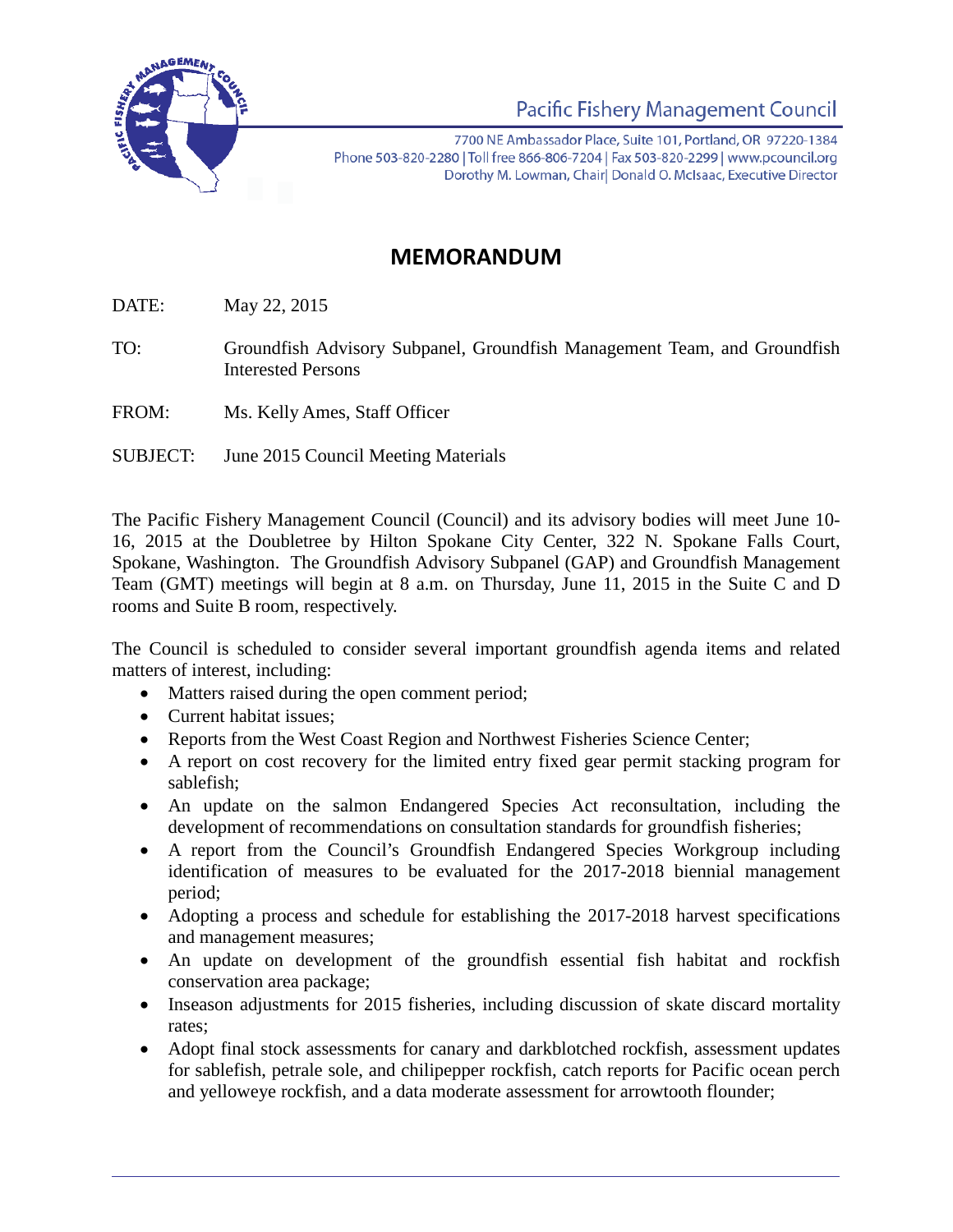Pacific Fishery Management Council

7700 NE Ambassador Place, Suite 101, Portland, OR 97220-1384
Phone 503-820-2280 | Toll free 866-806-7204 | Fax 503-820-2299 | www.pcouncil.org
Dorothy M. Lowman, Chair | Donald O. McIsaac, Executive Director

# MEMORANDUM

DATE: May 22, 2015

TO: Groundfish Advisory Subpanel, Groundfish Management Team, and Groundfish Interested Persons

FROM: Ms. Kelly Ames, Staff Officer

SUBJECT: June 2015 Council Meeting Materials

The Pacific Fishery Management Council (Council) and its advisory bodies will meet June 10-16, 2015 at the Doubletree by Hilton Spokane City Center, 322 N. Spokane Falls Court, Spokane, Washington. The Groundfish Advisory Subpanel (GAP) and Groundfish Management Team (GMT) meetings will begin at 8 a.m. on Thursday, June 11, 2015 in the Suite C and D rooms and Suite B room, respectively.

The Council is scheduled to consider several important groundfish agenda items and related matters of interest, including:

- Matters raised during the open comment period;
- Current habitat issues;
- Reports from the West Coast Region and Northwest Fisheries Science Center;
- A report on cost recovery for the limited entry fixed gear permit stacking program for sablefish;
- An update on the salmon Endangered Species Act reconsultation, including the development of recommendations on consultation standards for groundfish fisheries;
- A report from the Council's Groundfish Endangered Species Workgroup including identification of measures to be evaluated for the 2017-2018 biennial management period;
- Adopting a process and schedule for establishing the 2017-2018 harvest specifications and management measures;
- An update on development of the groundfish essential fish habitat and rockfish conservation area package;
- Inseason adjustments for 2015 fisheries, including discussion of skate discard mortality rates;
- Adopt final stock assessments for canary and darkblotched rockfish, assessment updates for sablefish, petrale sole, and chilipepper rockfish, catch reports for Pacific ocean perch and yelloweye rockfish, and a data moderate assessment for arrowtooth flounder;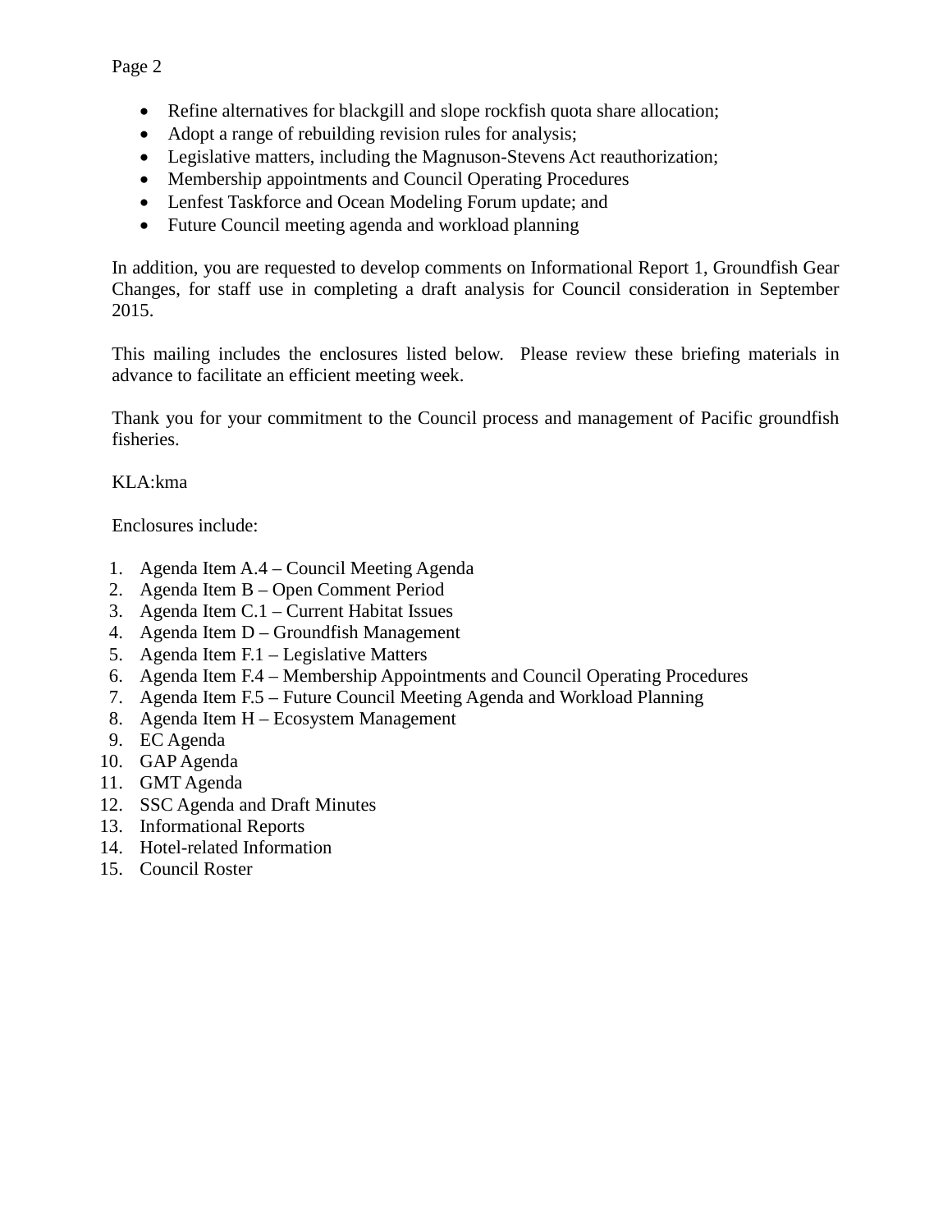- Refine alternatives for blackgill and slope rockfish quota share allocation;
- Adopt a range of rebuilding revision rules for analysis;
- Legislative matters, including the Magnuson-Stevens Act reauthorization;
- Membership appointments and Council Operating Procedures
- Lenfest Taskforce and Ocean Modeling Forum update; and
- Future Council meeting agenda and workload planning

In addition, you are requested to develop comments on Informational Report 1, Groundfish Gear Changes, for staff use in completing a draft analysis for Council consideration in September 2015.

This mailing includes the enclosures listed below. Please review these briefing materials in advance to facilitate an efficient meeting week.

Thank you for your commitment to the Council process and management of Pacific groundfish fisheries.

KLA:kma

Enclosures include:

1. Agenda Item A.4 – Council Meeting Agenda
2. Agenda Item B – Open Comment Period
3. Agenda Item C.1 – Current Habitat Issues
4. Agenda Item D – Groundfish Management
5. Agenda Item F.1 – Legislative Matters
6. Agenda Item F.4 – Membership Appointments and Council Operating Procedures
7. Agenda Item F.5 – Future Council Meeting Agenda and Workload Planning
8. Agenda Item H – Ecosystem Management
9. EC Agenda
10. GAP Agenda
11. GMT Agenda
12. SSC Agenda and Draft Minutes
13. Informational Reports
14. Hotel-related Information
15. Council Roster